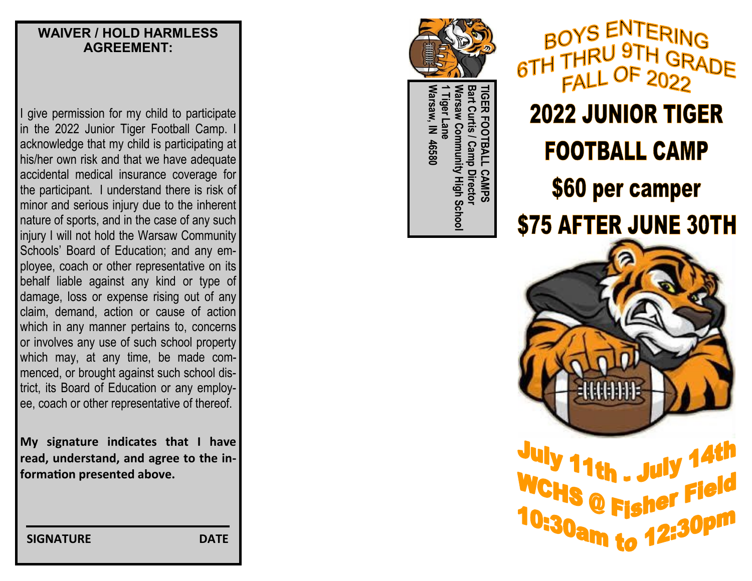## WAIVER / HOLD HARMLESS AGREEMENT:

I give permission for my child to participate in the 2022 Junior Tiger Football Camp. I acknowledge that my child is participating at his/her own risk and that we have adequate accidental medical insurance coverage for the participant. I understand there is risk of minor and serious injury due to the inherent nature of sports, and in the case of any such injury I will not hold the Warsaw Community Schools' Board of Education; and any employee, coach or other representative on its behalf liable against any kind or type of damage, loss or expense rising out of any claim, demand, action or cause of action which in any manner pertains to, concerns or involves any use of such school property which may, at any time, be made commenced, or brought against such school district, its Board of Education or any employee, coach or other representative of thereof.

**My signature indicates that I have read, understand, and agree to the information presented above.**

**SIGNATURE** **DATE**

**TIGER FOOTBALL CAMPS**
**Bart Curtis / Camp Director**
**Warsaw Community High School**
**1 Tiger Lane**
**Warsaw, IN 46580**

BOYS ENTERING 6TH THRU 9TH GRADE FALL OF 2022

# 2022 JUNIOR TIGER FOOTBALL CAMP

## $60 per camper

## $75 AFTER JUNE 30TH

**July 11th - July 14th**
**WCHS @ Fisher Field**
**10:30am to 12:30pm**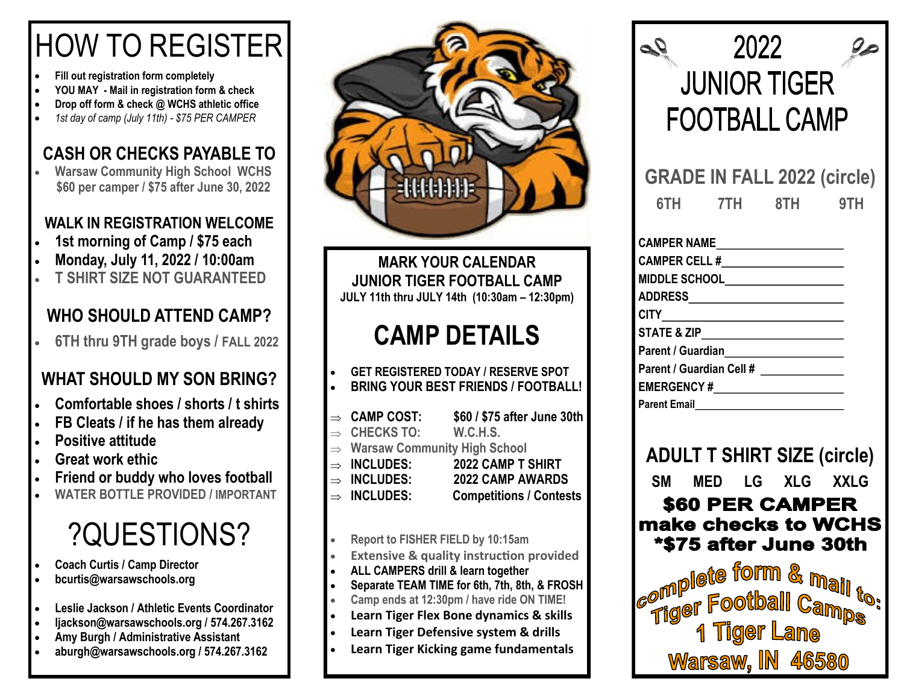# HOW TO REGISTER

- **Fill out registration form completely**
- **YOU MAY - Mail in registration form & check**
- **Drop off form & check @ WCHS athletic office**
- *1st day of camp (July 11th) - $75 PER CAMPER*

## CASH OR CHECKS PAYABLE TO

- **Warsaw Community High School WCHS**
  **$60 per camper / $75 after June 30, 2022**

## WALK IN REGISTRATION WELCOME

- **1st morning of Camp / $75 each**
- **Monday, July 11, 2022 / 10:00am**
- **T SHIRT SIZE NOT GUARANTEED**

## WHO SHOULD ATTEND CAMP?

- **6TH thru 9TH grade boys / FALL 2022**

## WHAT SHOULD MY SON BRING?

- **Comfortable shoes / shorts / t shirts**
- **FB Cleats / if he has them already**
- **Positive attitude**
- **Great work ethic**
- **Friend or buddy who loves football**
- **WATER BOTTLE PROVIDED / IMPORTANT**

# ?QUESTIONS?

- **Coach Curtis / Camp Director**
- **bcurtis@warsawschools.org**

- **Leslie Jackson / Athletic Events Coordinator**
- **ljackson@warsawschools.org / 574.267.3162**
- **Amy Burgh / Administrative Assistant**
- **aburgh@warsawschools.org / 574.267.3162**

**MARK YOUR CALENDAR**
**JUNIOR TIGER FOOTBALL CAMP**
**JULY 11th thru JULY 14th (10:30am – 12:30pm)**

# CAMP DETAILS

- **GET REGISTERED TODAY / RESERVE SPOT**
- **BRING YOUR BEST FRIENDS / FOOTBALL!**

⇒ **CAMP COST:** $60 / $75 after June 30th
⇒ **CHECKS TO:** W.C.H.S.
⇒ **Warsaw Community High School**
⇒ **INCLUDES:** 2022 CAMP T SHIRT
⇒ **INCLUDES:** 2022 CAMP AWARDS
⇒ **INCLUDES:** Competitions / Contests

- **Report to FISHER FIELD by 10:15am**
- **Extensive & quality instruction provided**
- **ALL CAMPERS drill & learn together**
- **Separate TEAM TIME for 6th, 7th, 8th, & FROSH**
- **Camp ends at 12:30pm / have ride ON TIME!**
- **Learn Tiger Flex Bone dynamics & skills**
- **Learn Tiger Defensive system & drills**
- **Learn Tiger Kicking game fundamentals**

# 2022 JUNIOR TIGER FOOTBALL CAMP

## GRADE IN FALL 2022 (circle)

**6TH 7TH 8TH 9TH**

**CAMPER NAME**\_\_\_\_\_\_\_\_\_\_\_\_\_\_\_\_\_\_\_\_
**CAMPER CELL #**\_\_\_\_\_\_\_\_\_\_\_\_\_\_\_\_\_\_\_\_
**MIDDLE SCHOOL**\_\_\_\_\_\_\_\_\_\_\_\_\_\_\_\_\_\_\_\_
**ADDRESS**\_\_\_\_\_\_\_\_\_\_\_\_\_\_\_\_\_\_\_\_
**CITY**\_\_\_\_\_\_\_\_\_\_\_\_\_\_\_\_\_\_\_\_
**STATE & ZIP**\_\_\_\_\_\_\_\_\_\_\_\_\_\_\_\_\_\_\_\_
**Parent / Guardian**\_\_\_\_\_\_\_\_\_\_\_\_\_\_\_\_\_\_\_\_
**Parent / Guardian Cell #** \_\_\_\_\_\_\_\_\_\_\_\_\_\_\_\_\_\_\_\_
**EMERGENCY #**\_\_\_\_\_\_\_\_\_\_\_\_\_\_\_\_\_\_\_\_
**Parent Email**\_\_\_\_\_\_\_\_\_\_\_\_\_\_\_\_\_\_\_\_

## ADULT T SHIRT SIZE (circle)

**SM MED LG XLG XXLG**

**$60 PER CAMPER**
**make checks to WCHS**
**\*$75 after June 30th**

**Complete form & mail to:**
**Tiger Football Camps**
**1 Tiger Lane**
**Warsaw, IN 46580**